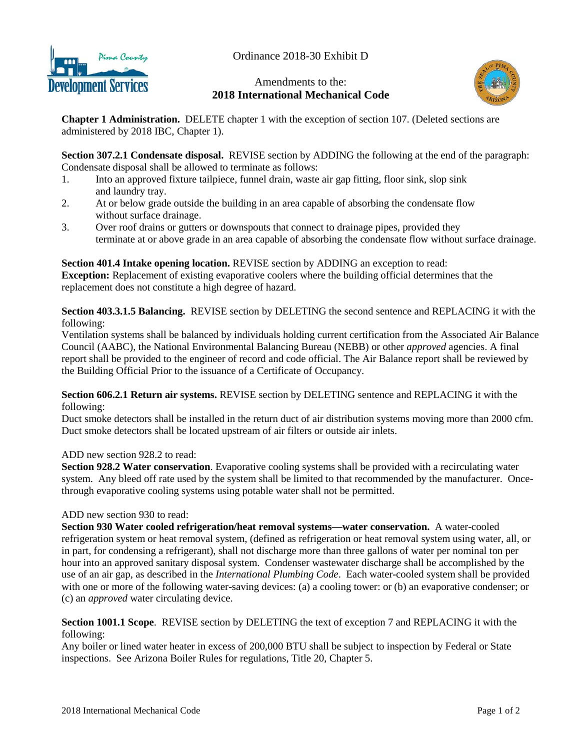Ordinance 2018-30 Exhibit D

# Amendments to the: **2018 International Mechanical Code**

**Chapter 1 Administration.** DELETE chapter 1 with the exception of section 107. (Deleted sections are administered by 2018 IBC, Chapter 1).

**Section 307.2.1 Condensate disposal.** REVISE section by ADDING the following at the end of the paragraph: Condensate disposal shall be allowed to terminate as follows:

1. Into an approved fixture tailpiece, funnel drain, waste air gap fitting, floor sink, slop sink and laundry tray.
2. At or below grade outside the building in an area capable of absorbing the condensate flow without surface drainage.
3. Over roof drains or gutters or downspouts that connect to drainage pipes, provided they terminate at or above grade in an area capable of absorbing the condensate flow without surface drainage.

**Section 401.4 Intake opening location.** REVISE section by ADDING an exception to read:
**Exception:** Replacement of existing evaporative coolers where the building official determines that the replacement does not constitute a high degree of hazard.

**Section 403.3.1.5 Balancing.** REVISE section by DELETING the second sentence and REPLACING it with the following:
Ventilation systems shall be balanced by individuals holding current certification from the Associated Air Balance Council (AABC), the National Environmental Balancing Bureau (NEBB) or other *approved* agencies. A final report shall be provided to the engineer of record and code official. The Air Balance report shall be reviewed by the Building Official Prior to the issuance of a Certificate of Occupancy.

**Section 606.2.1 Return air systems.** REVISE section by DELETING sentence and REPLACING it with the following:
Duct smoke detectors shall be installed in the return duct of air distribution systems moving more than 2000 cfm. Duct smoke detectors shall be located upstream of air filters or outside air inlets.

ADD new section 928.2 to read:
**Section 928.2 Water conservation**. Evaporative cooling systems shall be provided with a recirculating water system. Any bleed off rate used by the system shall be limited to that recommended by the manufacturer. Once-through evaporative cooling systems using potable water shall not be permitted.

ADD new section 930 to read:
**Section 930 Water cooled refrigeration/heat removal systems—water conservation.** A water-cooled refrigeration system or heat removal system, (defined as refrigeration or heat removal system using water, all, or in part, for condensing a refrigerant), shall not discharge more than three gallons of water per nominal ton per hour into an approved sanitary disposal system. Condenser wastewater discharge shall be accomplished by the use of an air gap, as described in the *International Plumbing Code*. Each water-cooled system shall be provided with one or more of the following water-saving devices: (a) a cooling tower: or (b) an evaporative condenser; or (c) an *approved* water circulating device.

**Section 1001.1 Scope**. REVISE section by DELETING the text of exception 7 and REPLACING it with the following:
Any boiler or lined water heater in excess of 200,000 BTU shall be subject to inspection by Federal or State inspections. See Arizona Boiler Rules for regulations, Title 20, Chapter 5.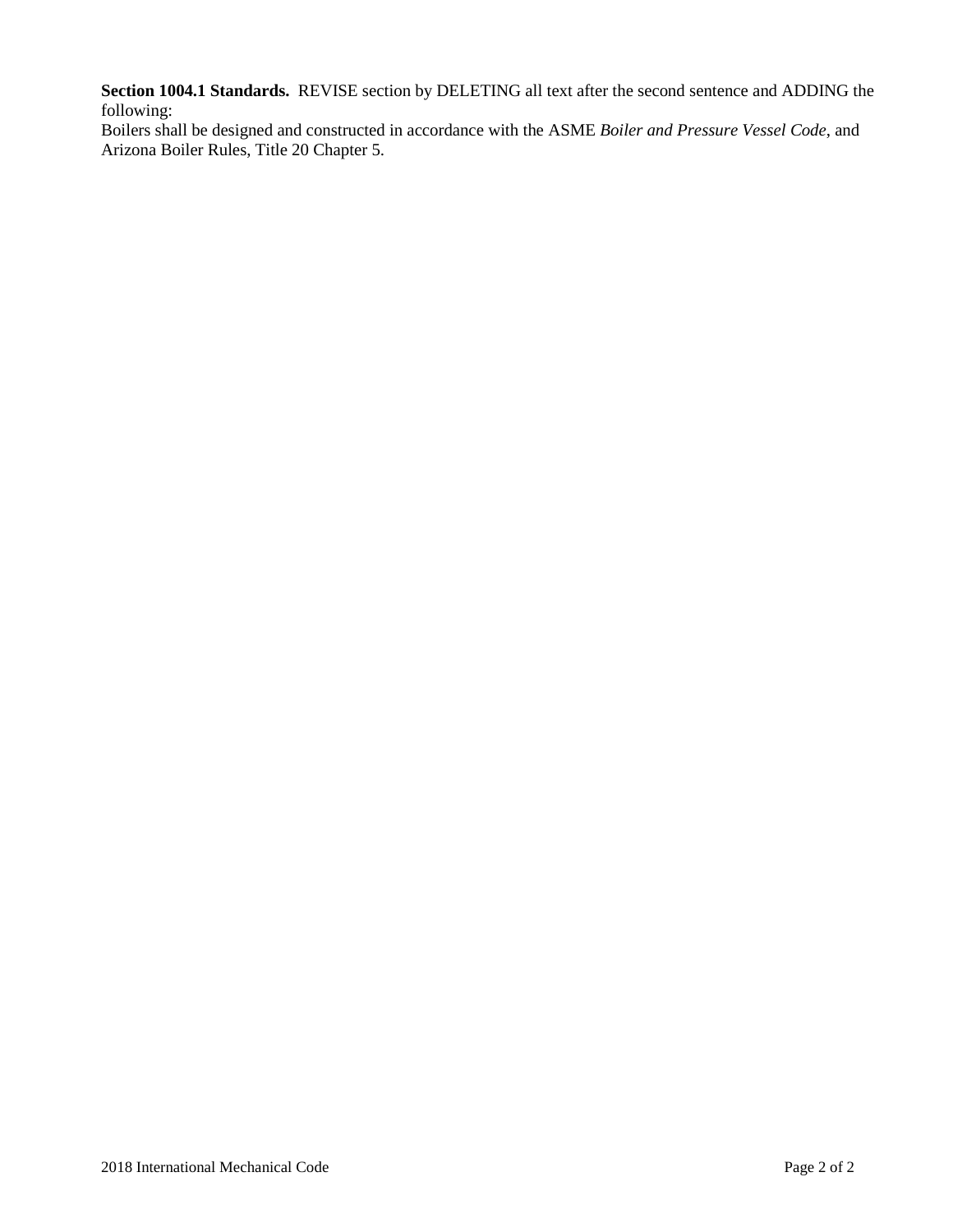**Section 1004.1 Standards.** REVISE section by DELETING all text after the second sentence and ADDING the following:

Boilers shall be designed and constructed in accordance with the ASME *Boiler and Pressure Vessel Code*, and Arizona Boiler Rules, Title 20 Chapter 5.